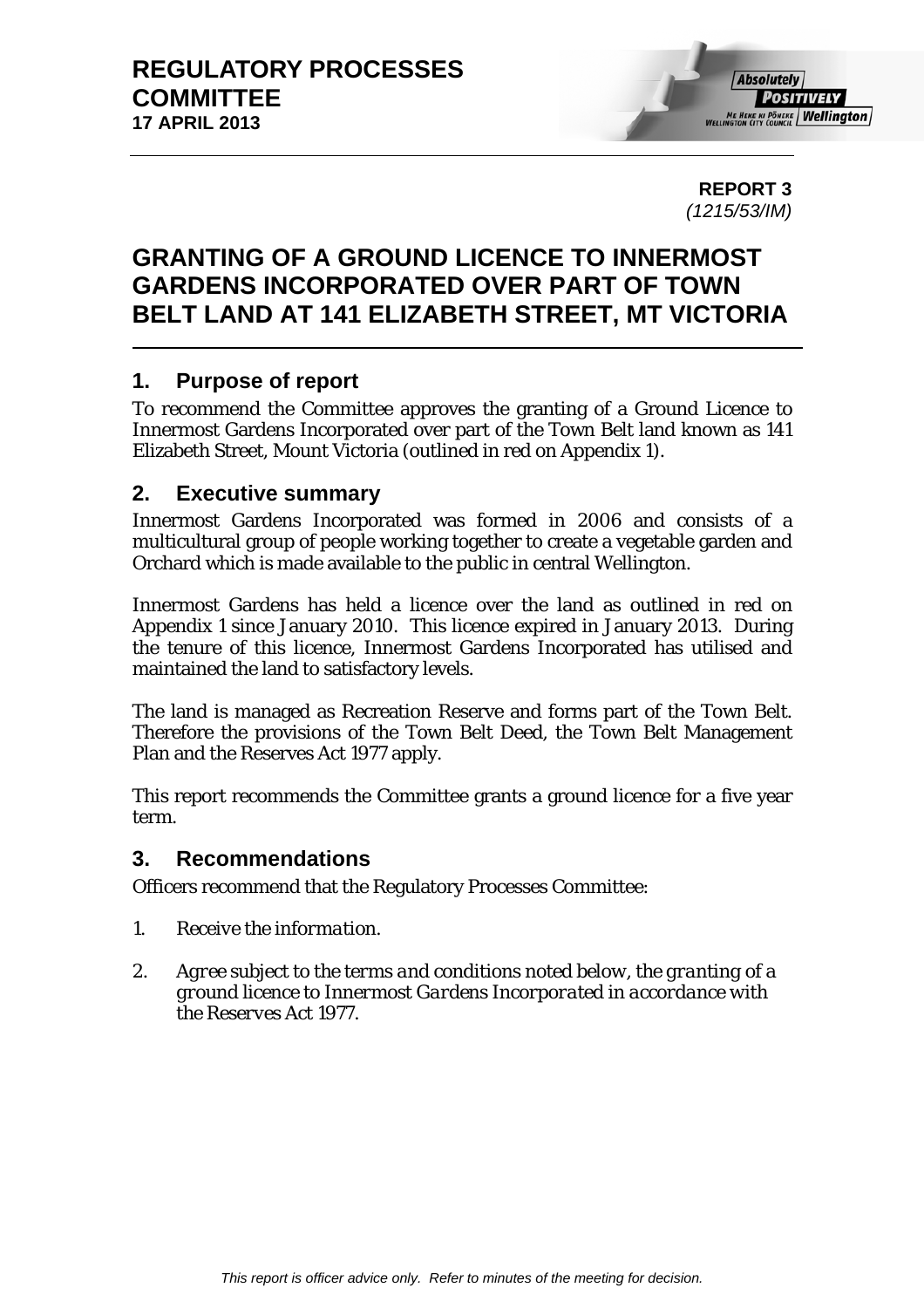**REGULATORY PROCESSES COMMITTEE**
**17 APRIL 2013**

**REPORT 3**
*(1215/53/IM)*

# GRANTING OF A GROUND LICENCE TO INNERMOST GARDENS INCORPORATED OVER PART OF TOWN BELT LAND AT 141 ELIZABETH STREET, MT VICTORIA

## 1. Purpose of report

To recommend the Committee approves the granting of a Ground Licence to Innermost Gardens Incorporated over part of the Town Belt land known as 141 Elizabeth Street, Mount Victoria (outlined in red on Appendix 1).

## 2. Executive summary

Innermost Gardens Incorporated was formed in 2006 and consists of a multicultural group of people working together to create a vegetable garden and Orchard which is made available to the public in central Wellington.

Innermost Gardens has held a licence over the land as outlined in red on Appendix 1 since January 2010. This licence expired in January 2013. During the tenure of this licence, Innermost Gardens Incorporated has utilised and maintained the land to satisfactory levels.

The land is managed as Recreation Reserve and forms part of the Town Belt. Therefore the provisions of the Town Belt Deed, the Town Belt Management Plan and the Reserves Act 1977 apply.

This report recommends the Committee grants a ground licence for a five year term.

## 3. Recommendations

Officers recommend that the Regulatory Processes Committee:

1. *Receive the information.*

2. *Agree subject to the terms and conditions noted below, the granting of a ground licence to Innermost Gardens Incorporated in accordance with the Reserves Act 1977.*

*This report is officer advice only. Refer to minutes of the meeting for decision.*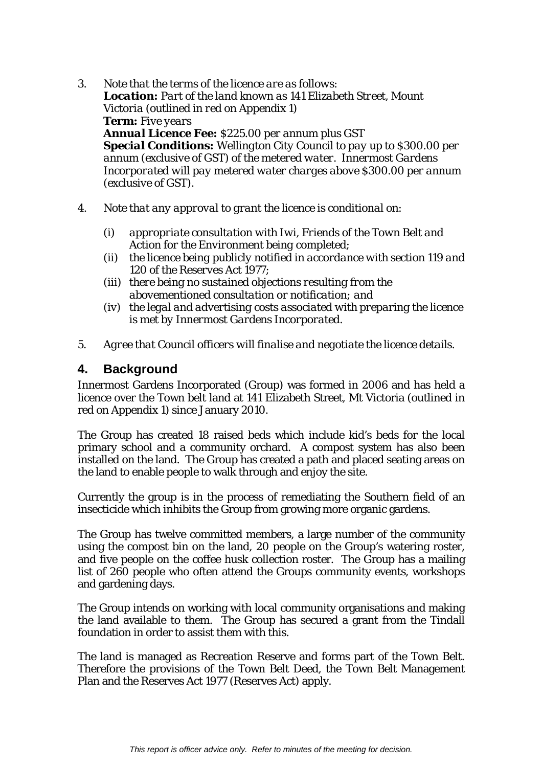3. *Note that the terms of the licence are as follows:*
   ***Location:*** *Part of the land known as 141 Elizabeth Street, Mount Victoria (outlined in red on Appendix 1)*
   ***Term:*** *Five years*
   ***Annual Licence Fee:*** *$225.00 per annum plus GST*
   ***Special Conditions:*** *Wellington City Council to pay up to $300.00 per annum (exclusive of GST) of the metered water. Innermost Gardens Incorporated will pay metered water charges above $300.00 per annum (exclusive of GST).*

4. *Note that any approval to grant the licence is conditional on:*

   (i) *appropriate consultation with Iwi, Friends of the Town Belt and Action for the Environment being completed;*
   (ii) *the licence being publicly notified in accordance with section 119 and 120 of the Reserves Act 1977;*
   (iii) *there being no sustained objections resulting from the abovementioned consultation or notification; and*
   (iv) *the legal and advertising costs associated with preparing the licence is met by Innermost Gardens Incorporated.*

5. *Agree that Council officers will finalise and negotiate the licence details.*

## 4. Background

Innermost Gardens Incorporated (Group) was formed in 2006 and has held a licence over the Town belt land at 141 Elizabeth Street, Mt Victoria (outlined in red on Appendix 1) since January 2010.

The Group has created 18 raised beds which include kid's beds for the local primary school and a community orchard. A compost system has also been installed on the land. The Group has created a path and placed seating areas on the land to enable people to walk through and enjoy the site.

Currently the group is in the process of remediating the Southern field of an insecticide which inhibits the Group from growing more organic gardens.

The Group has twelve committed members, a large number of the community using the compost bin on the land, 20 people on the Group's watering roster, and five people on the coffee husk collection roster. The Group has a mailing list of 260 people who often attend the Groups community events, workshops and gardening days.

The Group intends on working with local community organisations and making the land available to them. The Group has secured a grant from the Tindall foundation in order to assist them with this.

The land is managed as Recreation Reserve and forms part of the Town Belt. Therefore the provisions of the Town Belt Deed, the Town Belt Management Plan and the Reserves Act 1977 (Reserves Act) apply.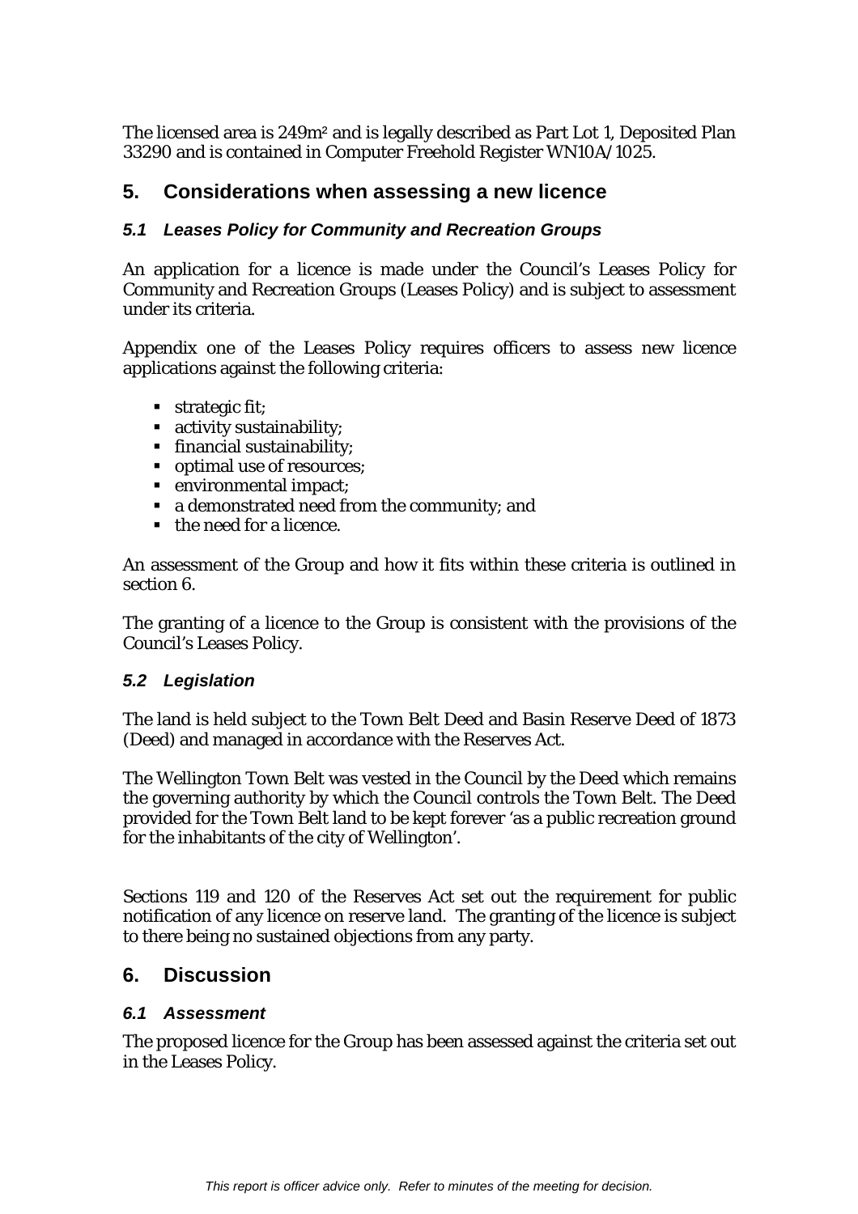The licensed area is 249m² and is legally described as Part Lot 1, Deposited Plan 33290 and is contained in Computer Freehold Register WN10A/1025.

## 5. Considerations when assessing a new licence

### 5.1 Leases Policy for Community and Recreation Groups

An application for a licence is made under the Council's Leases Policy for Community and Recreation Groups (Leases Policy) and is subject to assessment under its criteria.

Appendix one of the Leases Policy requires officers to assess new licence applications against the following criteria:

- strategic fit;
- activity sustainability;
- financial sustainability;
- optimal use of resources;
- environmental impact;
- a demonstrated need from the community; and
- the need for a licence.

An assessment of the Group and how it fits within these criteria is outlined in section 6.

The granting of a licence to the Group is consistent with the provisions of the Council's Leases Policy.

### 5.2 Legislation

The land is held subject to the Town Belt Deed and Basin Reserve Deed of 1873 (Deed) and managed in accordance with the Reserves Act.

The Wellington Town Belt was vested in the Council by the Deed which remains the governing authority by which the Council controls the Town Belt. The Deed provided for the Town Belt land to be kept forever 'as a public recreation ground for the inhabitants of the city of Wellington'.

Sections 119 and 120 of the Reserves Act set out the requirement for public notification of any licence on reserve land. The granting of the licence is subject to there being no sustained objections from any party.

## 6. Discussion

### 6.1 Assessment

The proposed licence for the Group has been assessed against the criteria set out in the Leases Policy.

*This report is officer advice only. Refer to minutes of the meeting for decision.*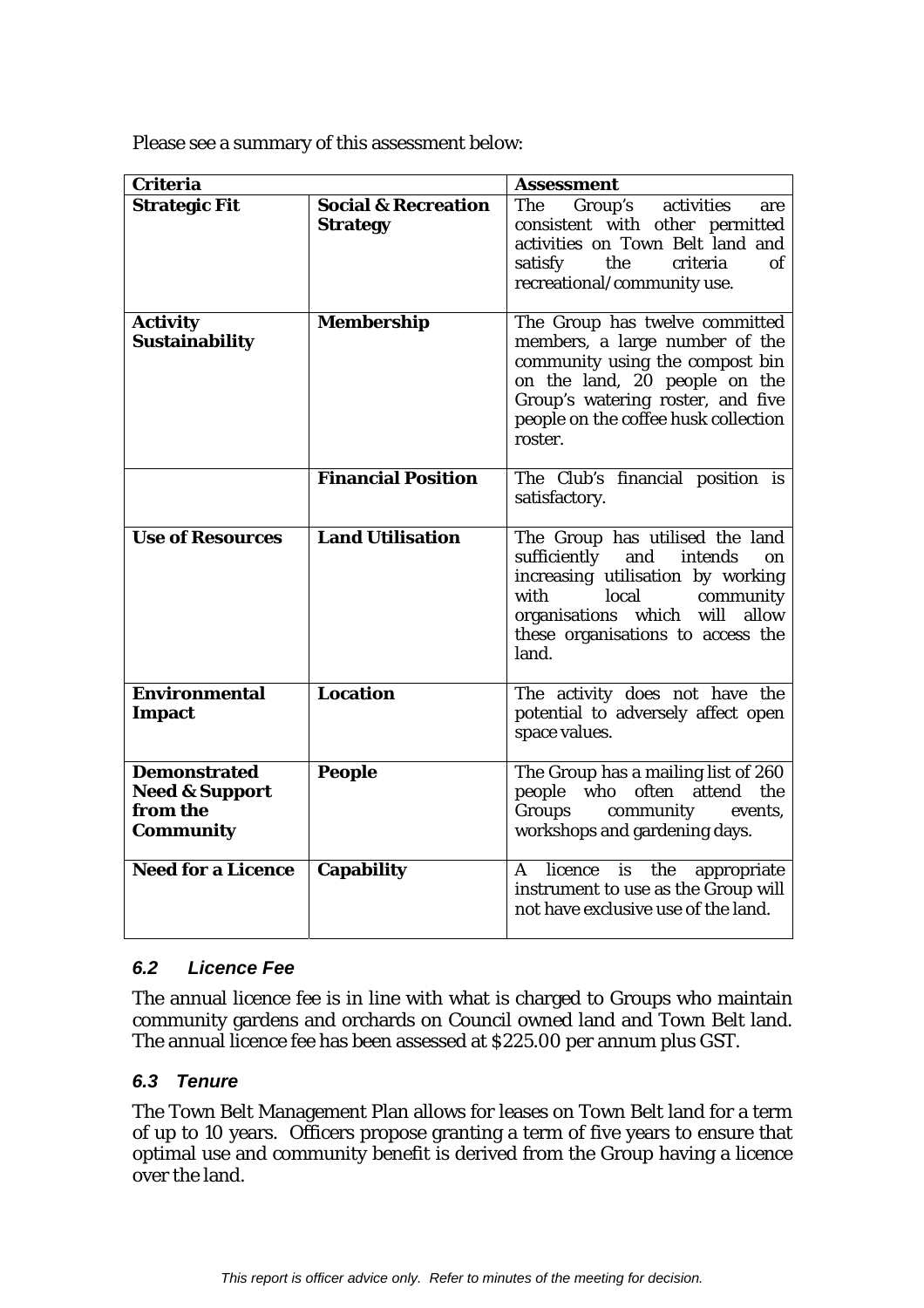Please see a summary of this assessment below:

| Criteria | | Assessment |
|---|---|---|
| **Strategic Fit** | **Social & Recreation Strategy** | The Group's activities are consistent with other permitted activities on Town Belt land and satisfy the criteria of recreational/community use. |
| **Activity Sustainability** | **Membership** | The Group has twelve committed members, a large number of the community using the compost bin on the land, 20 people on the Group's watering roster, and five people on the coffee husk collection roster. |
| | **Financial Position** | The Club's financial position is satisfactory. |
| **Use of Resources** | **Land Utilisation** | The Group has utilised the land sufficiently and intends on increasing utilisation by working with local community organisations which will allow these organisations to access the land. |
| **Environmental Impact** | **Location** | The activity does not have the potential to adversely affect open space values. |
| **Demonstrated Need & Support from the Community** | **People** | The Group has a mailing list of 260 people who often attend the Groups community events, workshops and gardening days. |
| **Need for a Licence** | **Capability** | A licence is the appropriate instrument to use as the Group will not have exclusive use of the land. |

### *6.2 Licence Fee*

The annual licence fee is in line with what is charged to Groups who maintain community gardens and orchards on Council owned land and Town Belt land. The annual licence fee has been assessed at $225.00 per annum plus GST.

### *6.3 Tenure*

The Town Belt Management Plan allows for leases on Town Belt land for a term of up to 10 years. Officers propose granting a term of five years to ensure that optimal use and community benefit is derived from the Group having a licence over the land.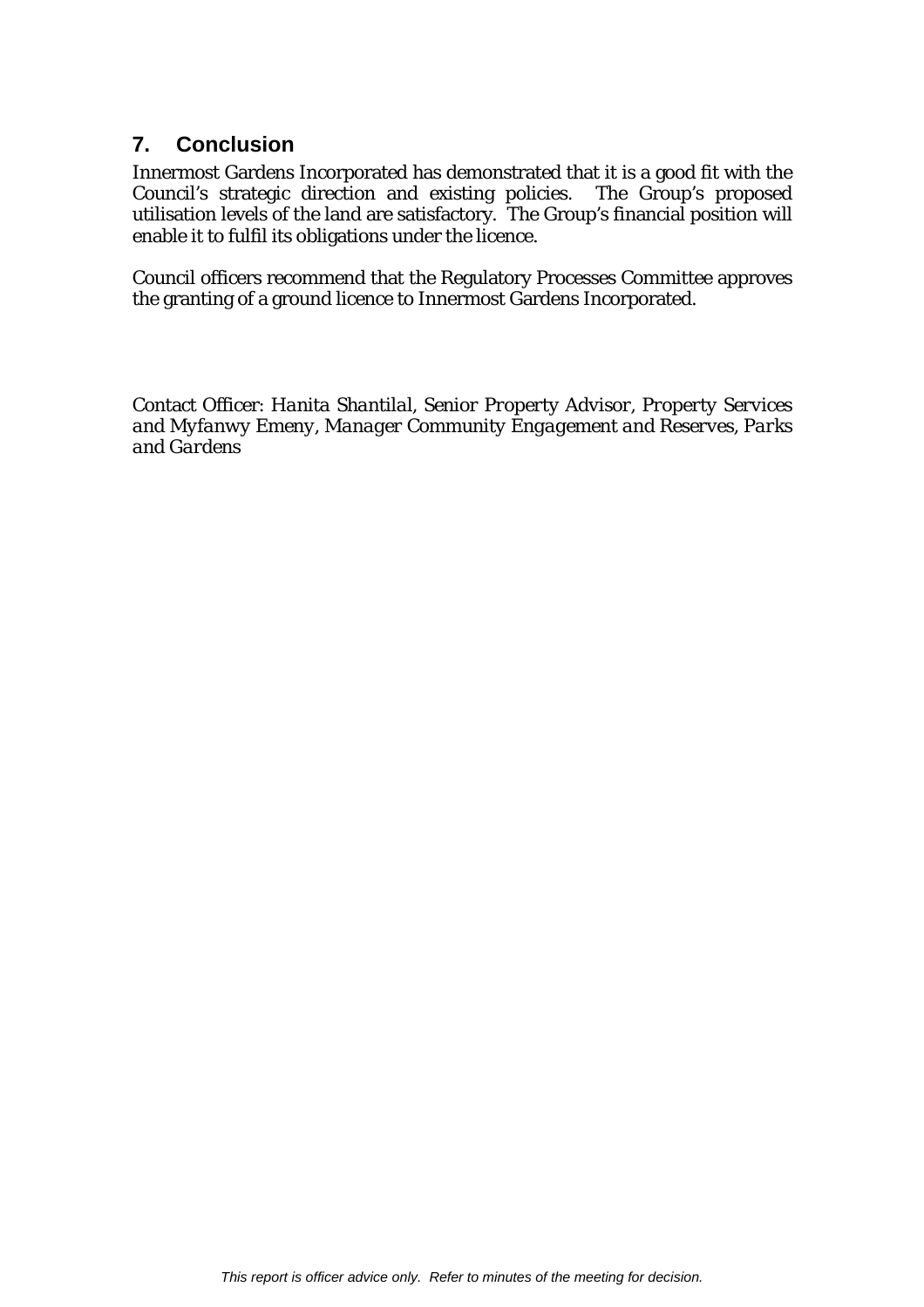## 7. Conclusion

Innermost Gardens Incorporated has demonstrated that it is a good fit with the Council's strategic direction and existing policies. The Group's proposed utilisation levels of the land are satisfactory. The Group's financial position will enable it to fulfil its obligations under the licence.

Council officers recommend that the Regulatory Processes Committee approves the granting of a ground licence to Innermost Gardens Incorporated.

Contact Officer: *Hanita Shantilal, Senior Property Advisor, Property Services and Myfanwy Emeny, Manager Community Engagement and Reserves, Parks and Gardens*

*This report is officer advice only. Refer to minutes of the meeting for decision.*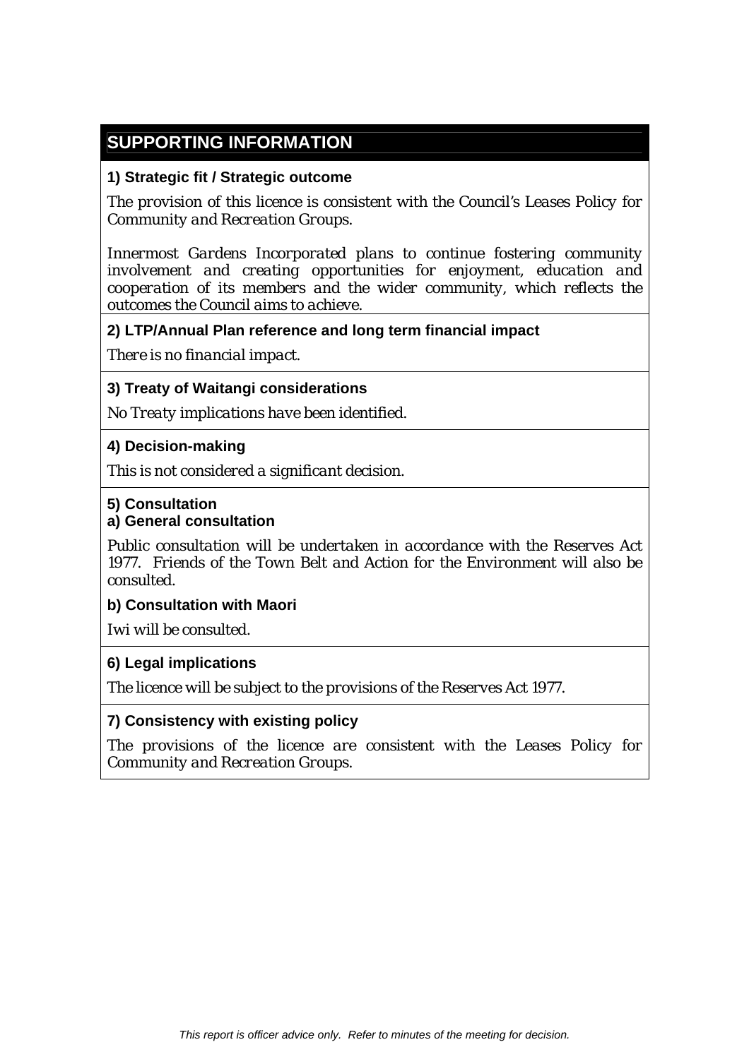## SUPPORTING INFORMATION

**1) Strategic fit / Strategic outcome**

*The provision of this licence is consistent with the Council's Leases Policy for Community and Recreation Groups.*

*Innermost Gardens Incorporated plans to continue fostering community involvement and creating opportunities for enjoyment, education and cooperation of its members and the wider community, which reflects the outcomes the Council aims to achieve.*

**2) LTP/Annual Plan reference and long term financial impact**

*There is no financial impact.*

**3) Treaty of Waitangi considerations**

*No Treaty implications have been identified.*

**4) Decision-making**

*This is not considered a significant decision.*

**5) Consultation**

**a) General consultation**

*Public consultation will be undertaken in accordance with the Reserves Act 1977. Friends of the Town Belt and Action for the Environment will also be consulted.*

**b) Consultation with Maori**

*Iwi will be consulted.*

**6) Legal implications**

*The licence will be subject to the provisions of the Reserves Act 1977.*

**7) Consistency with existing policy**

*The provisions of the licence are consistent with the Leases Policy for Community and Recreation Groups.*

*This report is officer advice only. Refer to minutes of the meeting for decision.*